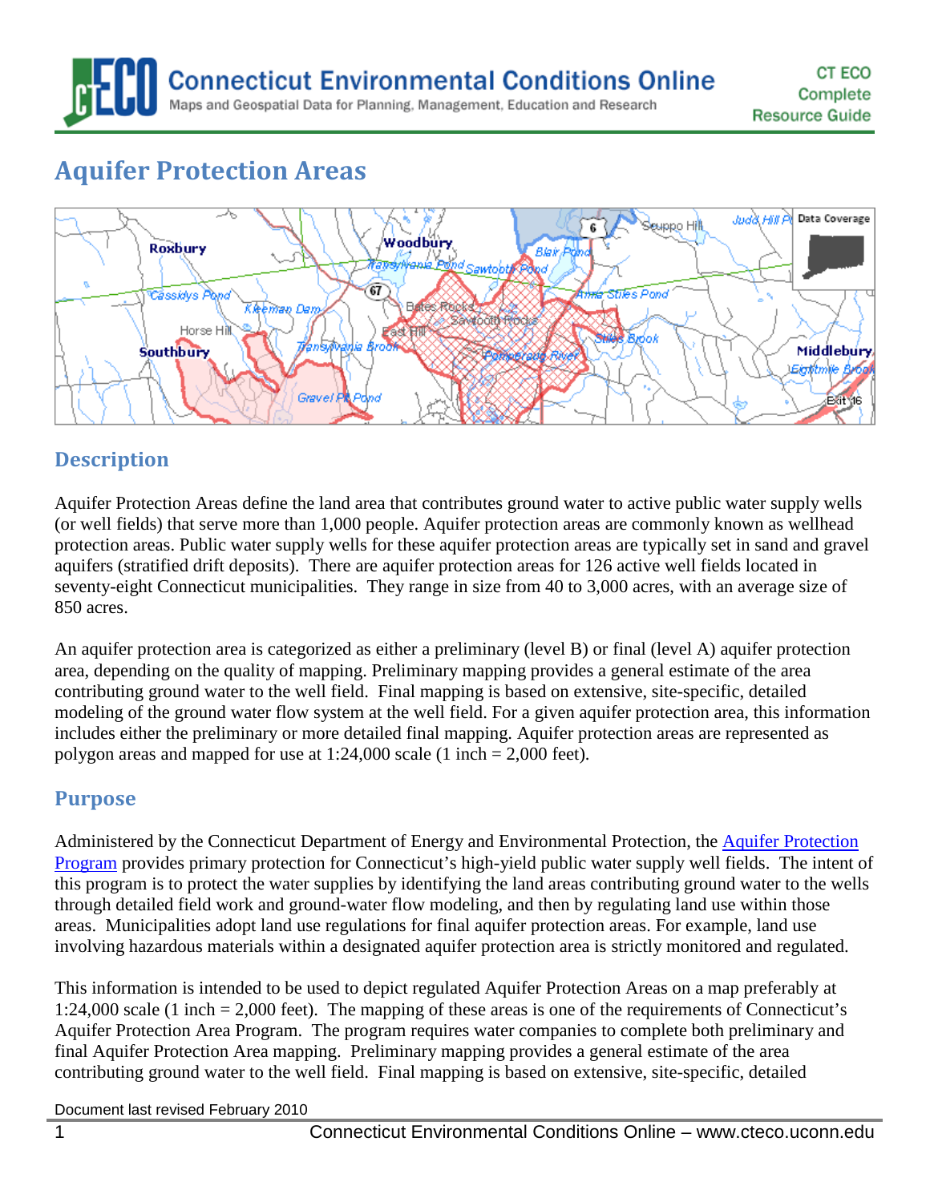# Aquifer Protection Areas

## Description

Aquifer Protection Areas define the land area that contributes ground water to active public water supply wells (or well fields) that serve more than 1,000 people. Aquifer protection areas are commonly known as wellhead protection areas. Public water supply wells for these aquifer protection areas are typically set in sand and gravel aquifers (stratified drift deposits). There are aquifer protection areas for 126 active well fields located in seventy-eight Connecticut municipalities. They range in size from 40 to 3,000 acres, with an average size of 850 acres.

An aquifer protection area is categorized as either a preliminary (level B) or final (level A) aquifer protection area, depending on the quality of mapping. Preliminary mapping provides a general estimate of the area contributing ground water to the well field. Final mapping is based on extensive, site-specific, detailed modeling of the ground water flow system at the well field. For a given aquifer protection area, this information includes either the preliminary or more detailed final mapping. Aquifer protection areas are represented as polygon areas and mapped for use at 1:24,000 scale (1 inch = 2,000 feet).

## Purpose

Administered by the Connecticut Department of Energy and Environmental Protection, the Aquifer Protection Program provides primary protection for Connecticut's high-yield public water supply well fields. The intent of this program is to protect the water supplies by identifying the land areas contributing ground water to the wells through detailed field work and ground-water flow modeling, and then by regulating land use within those areas. Municipalities adopt land use regulations for final aquifer protection areas. For example, land use involving hazardous materials within a designated aquifer protection area is strictly monitored and regulated.

This information is intended to be used to depict regulated Aquifer Protection Areas on a map preferably at 1:24,000 scale (1 inch = 2,000 feet). The mapping of these areas is one of the requirements of Connecticut's Aquifer Protection Area Program. The program requires water companies to complete both preliminary and final Aquifer Protection Area mapping. Preliminary mapping provides a general estimate of the area contributing ground water to the well field. Final mapping is based on extensive, site-specific, detailed

Document last revised February 2010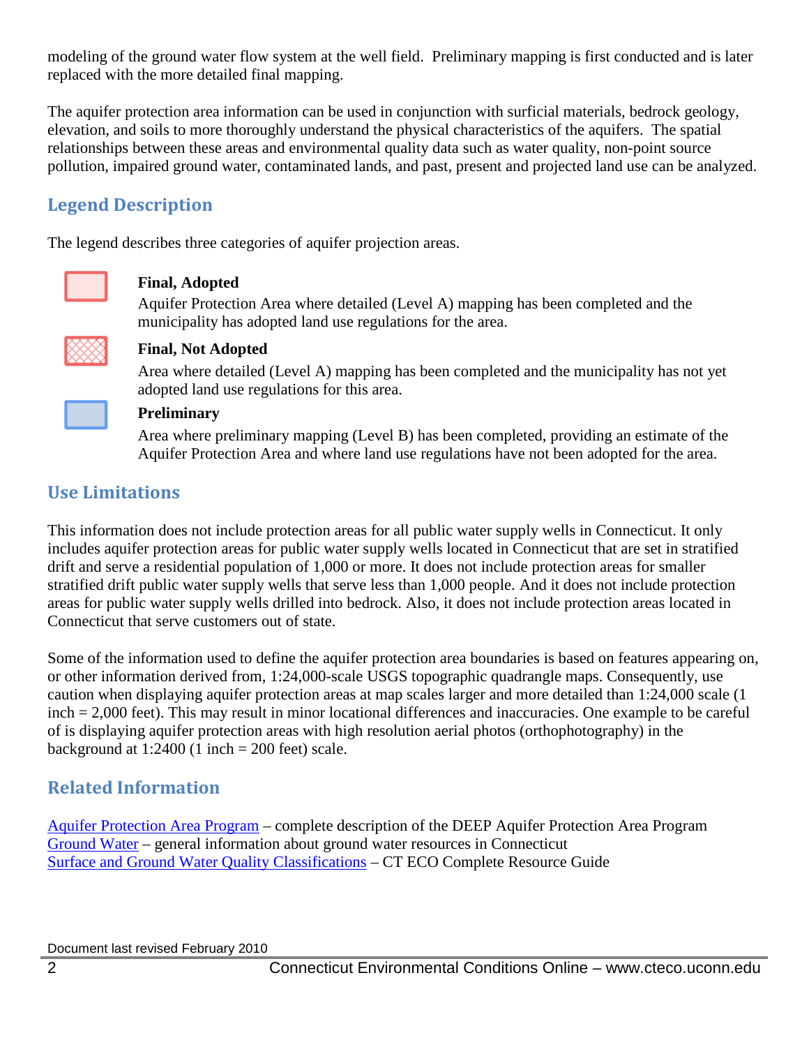modeling of the ground water flow system at the well field. Preliminary mapping is first conducted and is later replaced with the more detailed final mapping.

The aquifer protection area information can be used in conjunction with surficial materials, bedrock geology, elevation, and soils to more thoroughly understand the physical characteristics of the aquifers. The spatial relationships between these areas and environmental quality data such as water quality, non-point source pollution, impaired ground water, contaminated lands, and past, present and projected land use can be analyzed.

## Legend Description

The legend describes three categories of aquifer projection areas.

**Final, Adopted**
Aquifer Protection Area where detailed (Level A) mapping has been completed and the municipality has adopted land use regulations for the area.

**Final, Not Adopted**
Area where detailed (Level A) mapping has been completed and the municipality has not yet adopted land use regulations for this area.

**Preliminary**
Area where preliminary mapping (Level B) has been completed, providing an estimate of the Aquifer Protection Area and where land use regulations have not been adopted for the area.

## Use Limitations

This information does not include protection areas for all public water supply wells in Connecticut. It only includes aquifer protection areas for public water supply wells located in Connecticut that are set in stratified drift and serve a residential population of 1,000 or more. It does not include protection areas for smaller stratified drift public water supply wells that serve less than 1,000 people. And it does not include protection areas for public water supply wells drilled into bedrock. Also, it does not include protection areas located in Connecticut that serve customers out of state.

Some of the information used to define the aquifer protection area boundaries is based on features appearing on, or other information derived from, 1:24,000-scale USGS topographic quadrangle maps. Consequently, use caution when displaying aquifer protection areas at map scales larger and more detailed than 1:24,000 scale (1 inch = 2,000 feet). This may result in minor locational differences and inaccuracies. One example to be careful of is displaying aquifer protection areas with high resolution aerial photos (orthophotography) in the background at 1:2400 (1 inch = 200 feet) scale.

## Related Information

Aquifer Protection Area Program – complete description of the DEEP Aquifer Protection Area Program
Ground Water – general information about ground water resources in Connecticut
Surface and Ground Water Quality Classifications – CT ECO Complete Resource Guide

Document last revised February 2010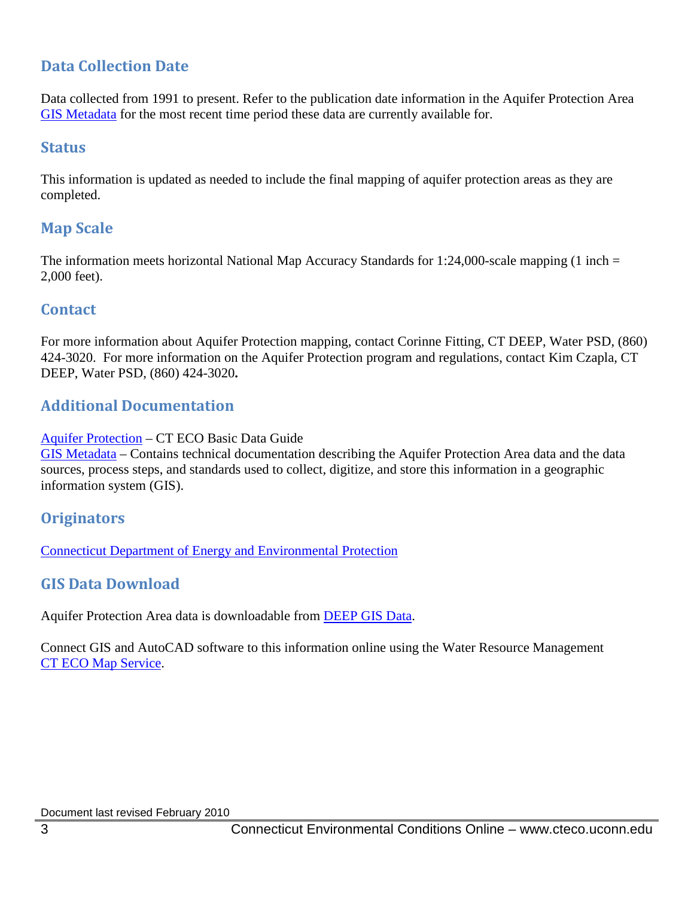## Data Collection Date

Data collected from 1991 to present. Refer to the publication date information in the Aquifer Protection Area GIS Metadata for the most recent time period these data are currently available for.

## Status

This information is updated as needed to include the final mapping of aquifer protection areas as they are completed.

## Map Scale

The information meets horizontal National Map Accuracy Standards for 1:24,000-scale mapping (1 inch = 2,000 feet).

## Contact

For more information about Aquifer Protection mapping, contact Corinne Fitting, CT DEEP, Water PSD, (860) 424-3020. For more information on the Aquifer Protection program and regulations, contact Kim Czapla, CT DEEP, Water PSD, (860) 424-3020**.**

## Additional Documentation

Aquifer Protection – CT ECO Basic Data Guide
GIS Metadata – Contains technical documentation describing the Aquifer Protection Area data and the data sources, process steps, and standards used to collect, digitize, and store this information in a geographic information system (GIS).

## Originators

Connecticut Department of Energy and Environmental Protection

## GIS Data Download

Aquifer Protection Area data is downloadable from DEEP GIS Data.

Connect GIS and AutoCAD software to this information online using the Water Resource Management CT ECO Map Service.

Document last revised February 2010